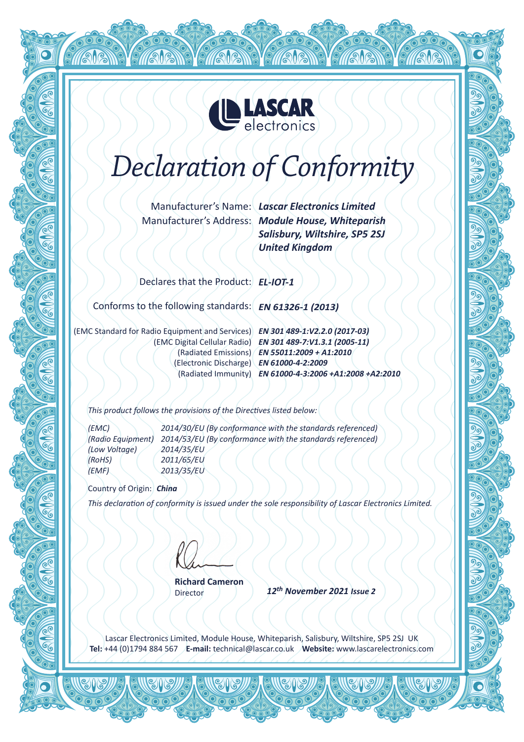LASCAR electronics

# Declaration of Conformity

Manufacturer's Name: ***Lascar Electronics Limited***

Manufacturer's Address: ***Module House, Whiteparish***
***Salisbury, Wiltshire, SP5 2SJ***
***United Kingdom***

Declares that the Product: ***EL-IOT-1***

Conforms to the following standards: ***EN 61326-1 (2013)***

(EMC Standard for Radio Equipment and Services) ***EN 301 489-1:V2.2.0 (2017-03)***
(EMC Digital Cellular Radio) ***EN 301 489-7:V1.3.1 (2005-11)***
(Radiated Emissions) ***EN 55011:2009 + A1:2010***
(Electronic Discharge) ***EN 61000-4-2:2009***
(Radiated Immunity) ***EN 61000-4-3:2006 +A1:2008 +A2:2010***

*This product follows the provisions of the Directives listed below:*

| | |
|---|---|
| *(EMC)* | *2014/30/EU (By conformance with the standards referenced)* |
| *(Radio Equipment)* | *2014/53/EU (By conformance with the standards referenced)* |
| *(Low Voltage)* | *2014/35/EU* |
| *(RoHS)* | *2011/65/EU* |
| *(EMF)* | *2013/35/EU* |

Country of Origin: ***China***

*This declaration of conformity is issued under the sole responsibility of Lascar Electronics Limited.*

**Richard Cameron**
Director

***12th November 2021 Issue 2***

Lascar Electronics Limited, Module House, Whiteparish, Salisbury, Wiltshire, SP5 2SJ UK
**Tel:** +44 (0)1794 884 567 **E-mail:** technical@lascar.co.uk **Website:** www.lascarelectronics.com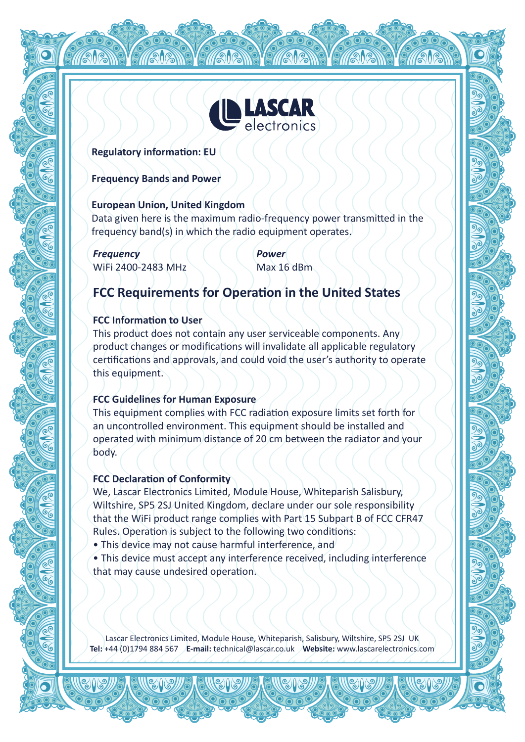**Regulatory information: EU**

**Frequency Bands and Power**

**European Union, United Kingdom**
Data given here is the maximum radio-frequency power transmitted in the frequency band(s) in which the radio equipment operates.

| ***Frequency*** | ***Power*** |
|---|---|
| WiFi 2400-2483 MHz | Max 16 dBm |

## FCC Requirements for Operation in the United States

**FCC Information to User**
This product does not contain any user serviceable components. Any product changes or modifications will invalidate all applicable regulatory certifications and approvals, and could void the user's authority to operate this equipment.

**FCC Guidelines for Human Exposure**
This equipment complies with FCC radiation exposure limits set forth for an uncontrolled environment. This equipment should be installed and operated with minimum distance of 20 cm between the radiator and your body.

**FCC Declaration of Conformity**
We, Lascar Electronics Limited, Module House, Whiteparish Salisbury, Wiltshire, SP5 2SJ United Kingdom, declare under our sole responsibility that the WiFi product range complies with Part 15 Subpart B of FCC CFR47 Rules. Operation is subject to the following two conditions:

- This device may not cause harmful interference, and
- This device must accept any interference received, including interference that may cause undesired operation.

Lascar Electronics Limited, Module House, Whiteparish, Salisbury, Wiltshire, SP5 2SJ UK
**Tel:** +44 (0)1794 884 567 **E-mail:** technical@lascar.co.uk **Website:** www.lascarelectronics.com